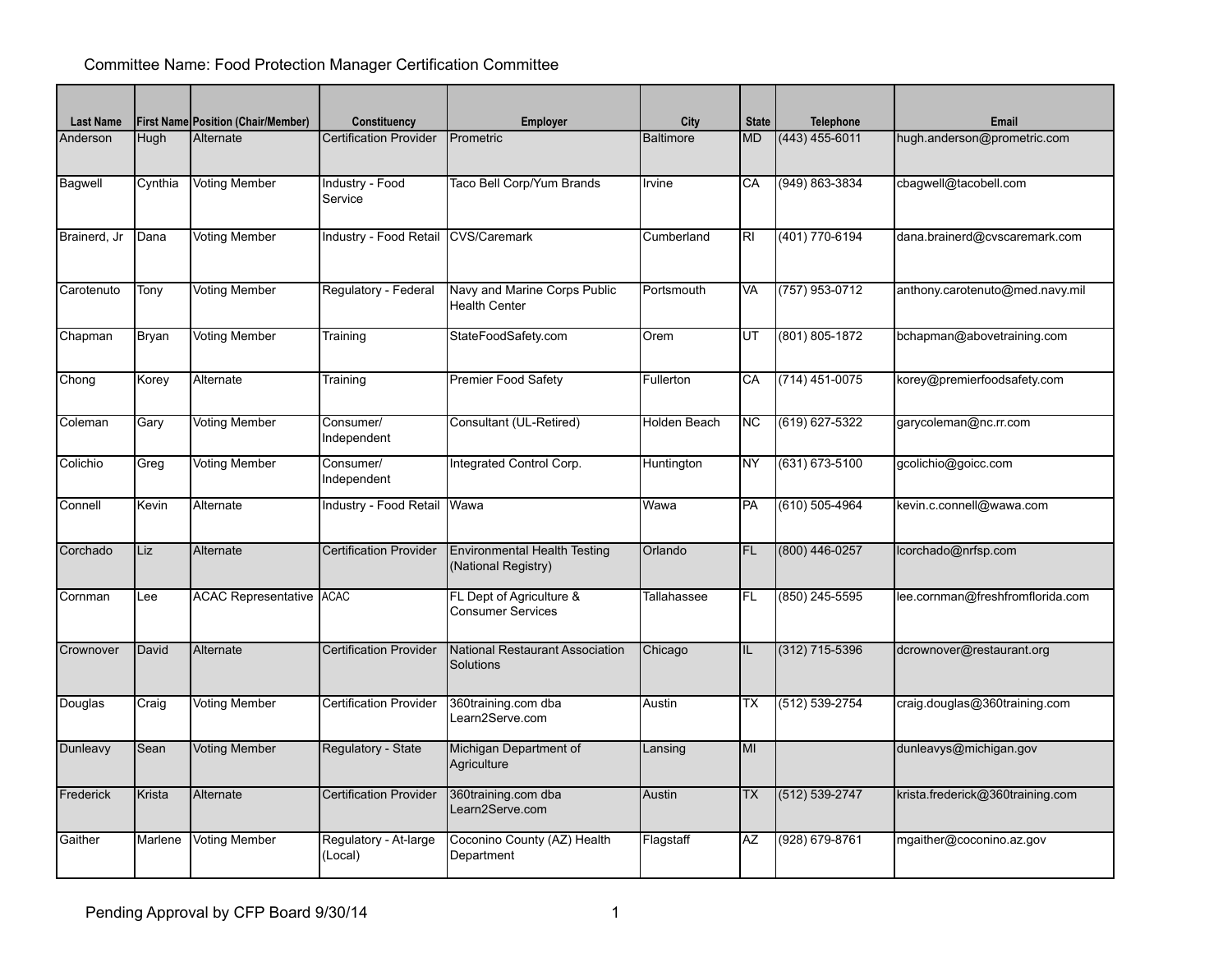Committee Name: Food Protection Manager Certification Committee

| Last Name | First Name | Position (Chair/Member) | Constituency | Employer | City | State | Telephone | Email |
|---|---|---|---|---|---|---|---|---|
| Anderson | Hugh | Alternate | Certification Provider | Prometric | Baltimore | MD | (443) 455-6011 | hugh.anderson@prometric.com |
| Bagwell | Cynthia | Voting Member | Industry - Food Service | Taco Bell Corp/Yum Brands | Irvine | CA | (949) 863-3834 | cbagwell@tacobell.com |
| Brainerd, Jr | Dana | Voting Member | Industry - Food Retail | CVS/Caremark | Cumberland | RI | (401) 770-6194 | dana.brainerd@cvscaremark.com |
| Carotenuto | Tony | Voting Member | Regulatory - Federal | Navy and Marine Corps Public Health Center | Portsmouth | VA | (757) 953-0712 | anthony.carotenuto@med.navy.mil |
| Chapman | Bryan | Voting Member | Training | StateFoodSafety.com | Orem | UT | (801) 805-1872 | bchapman@abovetraining.com |
| Chong | Korey | Alternate | Training | Premier Food Safety | Fullerton | CA | (714) 451-0075 | korey@premierfoodsafety.com |
| Coleman | Gary | Voting Member | Consumer/ Independent | Consultant (UL-Retired) | Holden Beach | NC | (619) 627-5322 | garycoleman@nc.rr.com |
| Colichio | Greg | Voting Member | Consumer/ Independent | Integrated Control Corp. | Huntington | NY | (631) 673-5100 | gcolichio@goicc.com |
| Connell | Kevin | Alternate | Industry - Food Retail | Wawa | Wawa | PA | (610) 505-4964 | kevin.c.connell@wawa.com |
| Corchado | Liz | Alternate | Certification Provider | Environmental Health Testing (National Registry) | Orlando | FL | (800) 446-0257 | lcorchado@nrfsp.com |
| Cornman | Lee | ACAC Representative | ACAC | FL Dept of Agriculture & Consumer Services | Tallahassee | FL | (850) 245-5595 | lee.cornman@freshfromflorida.com |
| Crownover | David | Alternate | Certification Provider | National Restaurant Association Solutions | Chicago | IL | (312) 715-5396 | dcrownover@restaurant.org |
| Douglas | Craig | Voting Member | Certification Provider | 360training.com dba Learn2Serve.com | Austin | TX | (512) 539-2754 | craig.douglas@360training.com |
| Dunleavy | Sean | Voting Member | Regulatory - State | Michigan Department of Agriculture | Lansing | MI | | dunleavys@michigan.gov |
| Frederick | Krista | Alternate | Certification Provider | 360training.com dba Learn2Serve.com | Austin | TX | (512) 539-2747 | krista.frederick@360training.com |
| Gaither | Marlene | Voting Member | Regulatory - At-large (Local) | Coconino County (AZ) Health Department | Flagstaff | AZ | (928) 679-8761 | mgaither@coconino.az.gov |

Pending Approval by CFP Board 9/30/14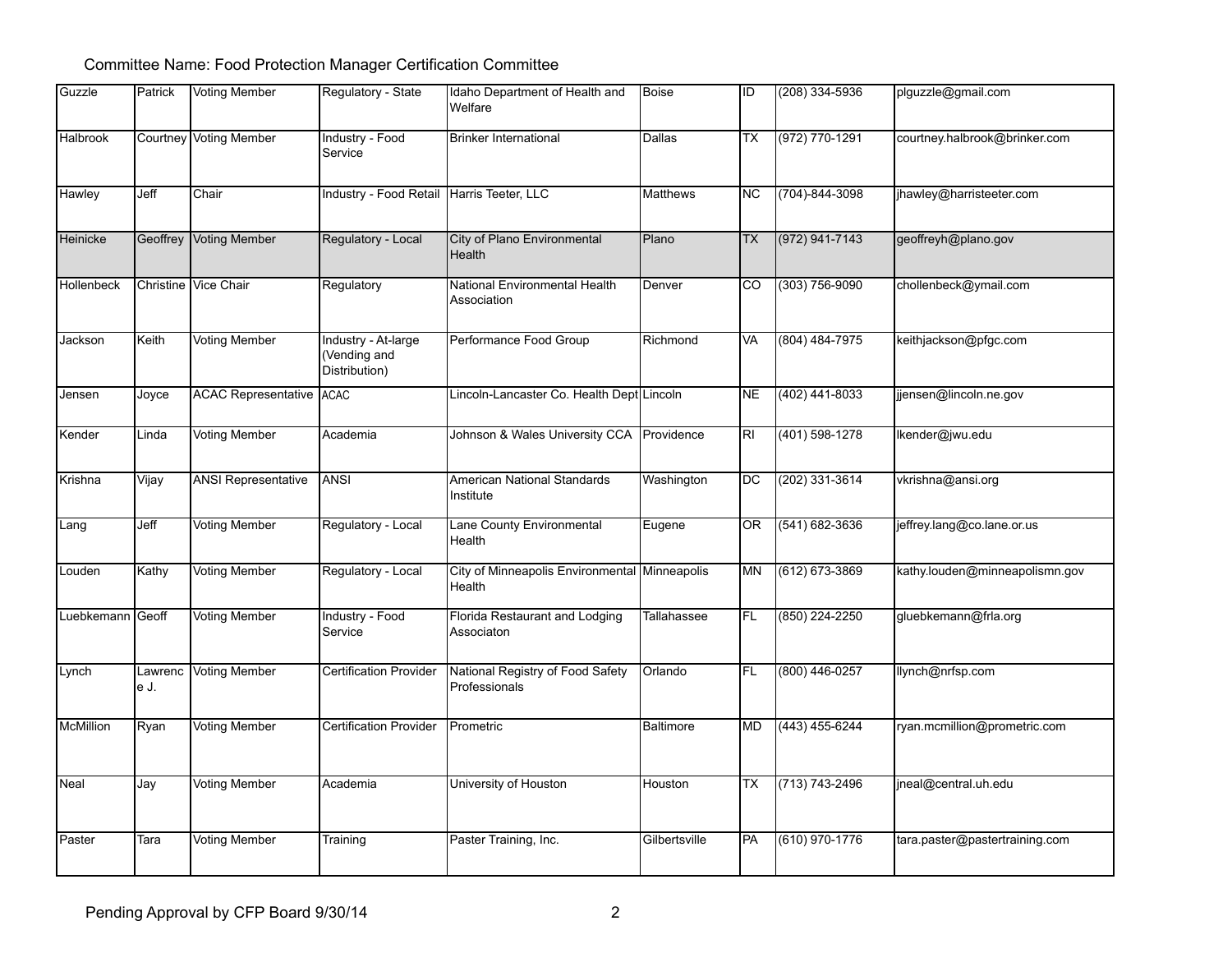Committee Name: Food Protection Manager Certification Committee

| | | | | | | | | |
|---|---|---|---|---|---|---|---|---|
| Guzzle | Patrick | Voting Member | Regulatory - State | Idaho Department of Health and Welfare | Boise | ID | (208) 334-5936 | plguzzle@gmail.com |
| Halbrook | Courtney | Voting Member | Industry - Food Service | Brinker International | Dallas | TX | (972) 770-1291 | courtney.halbrook@brinker.com |
| Hawley | Jeff | Chair | Industry - Food Retail | Harris Teeter, LLC | Matthews | NC | (704)-844-3098 | jhawley@harristeeter.com |
| Heinicke | Geoffrey | Voting Member | Regulatory - Local | City of Plano Environmental Health | Plano | TX | (972) 941-7143 | geoffreyh@plano.gov |
| Hollenbeck | Christine | Vice Chair | Regulatory | National Environmental Health Association | Denver | CO | (303) 756-9090 | chollenbeck@ymail.com |
| Jackson | Keith | Voting Member | Industry - At-large (Vending and Distribution) | Performance Food Group | Richmond | VA | (804) 484-7975 | keithjackson@pfgc.com |
| Jensen | Joyce | ACAC Representative | ACAC | Lincoln-Lancaster Co. Health Dept | Lincoln | NE | (402) 441-8033 | jjensen@lincoln.ne.gov |
| Kender | Linda | Voting Member | Academia | Johnson & Wales University CCA | Providence | RI | (401) 598-1278 | lkender@jwu.edu |
| Krishna | Vijay | ANSI Representative | ANSI | American National Standards Institute | Washington | DC | (202) 331-3614 | vkrishna@ansi.org |
| Lang | Jeff | Voting Member | Regulatory - Local | Lane County Environmental Health | Eugene | OR | (541) 682-3636 | jeffrey.lang@co.lane.or.us |
| Louden | Kathy | Voting Member | Regulatory - Local | City of Minneapolis Environmental Health | Minneapolis | MN | (612) 673-3869 | kathy.louden@minneapolismn.gov |
| Luebkemann | Geoff | Voting Member | Industry - Food Service | Florida Restaurant and Lodging Associaton | Tallahassee | FL | (850) 224-2250 | gluebkemann@frla.org |
| Lynch | Lawrence J. | Voting Member | Certification Provider | National Registry of Food Safety Professionals | Orlando | FL | (800) 446-0257 | llynch@nrfsp.com |
| McMillion | Ryan | Voting Member | Certification Provider | Prometric | Baltimore | MD | (443) 455-6244 | ryan.mcmillion@prometric.com |
| Neal | Jay | Voting Member | Academia | University of Houston | Houston | TX | (713) 743-2496 | jneal@central.uh.edu |
| Paster | Tara | Voting Member | Training | Paster Training, Inc. | Gilbertsville | PA | (610) 970-1776 | tara.paster@pastertraining.com |

Pending Approval by CFP Board 9/30/14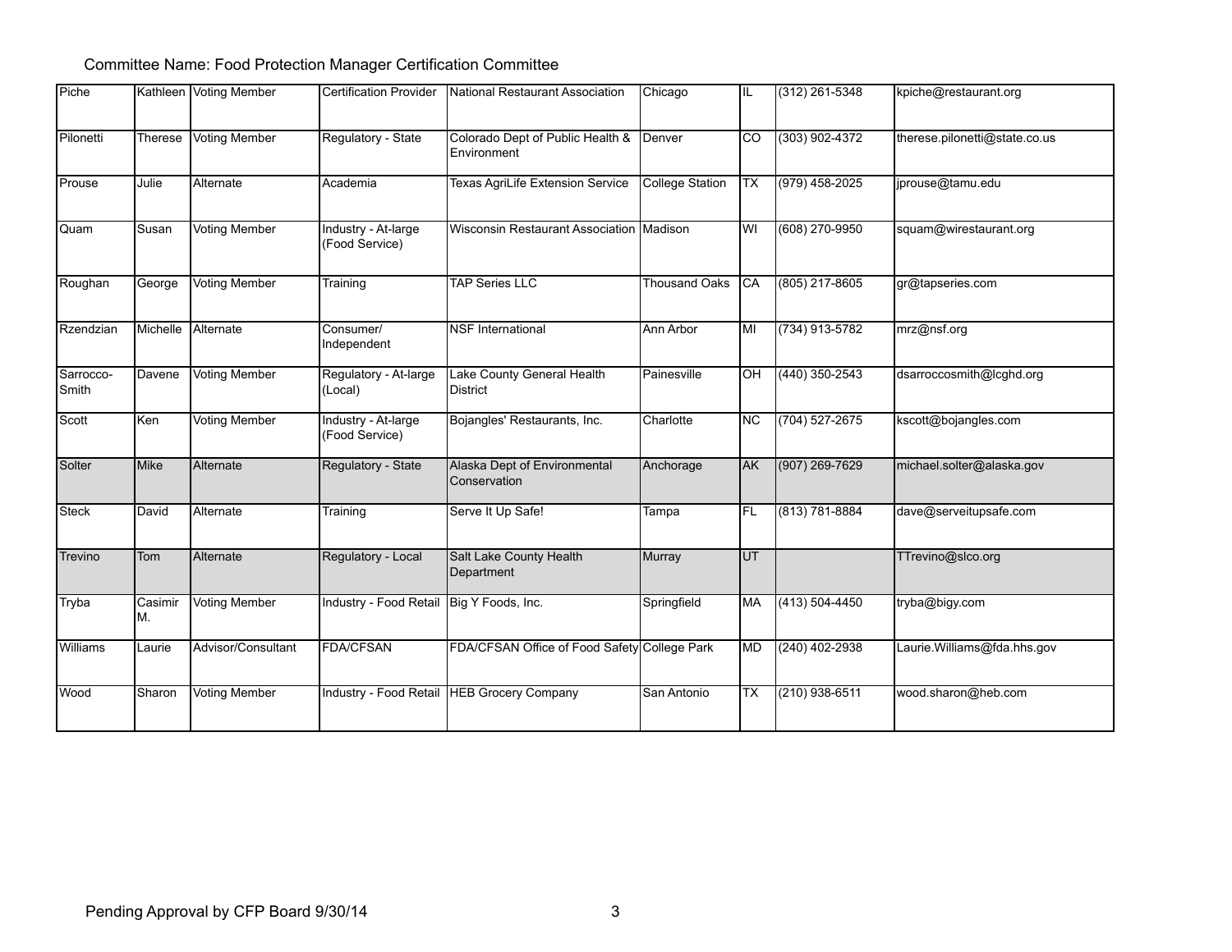Committee Name: Food Protection Manager Certification Committee

| | | | | | | | | |
|---|---|---|---|---|---|---|---|---|
| Piche | Kathleen | Voting Member | Certification Provider | National Restaurant Association | Chicago | IL | (312) 261-5348 | kpiche@restaurant.org |
| Pilonetti | Therese | Voting Member | Regulatory - State | Colorado Dept of Public Health & Environment | Denver | CO | (303) 902-4372 | therese.pilonetti@state.co.us |
| Prouse | Julie | Alternate | Academia | Texas AgriLife Extension Service | College Station | TX | (979) 458-2025 | jprouse@tamu.edu |
| Quam | Susan | Voting Member | Industry - At-large (Food Service) | Wisconsin Restaurant Association | Madison | WI | (608) 270-9950 | squam@wirestaurant.org |
| Roughan | George | Voting Member | Training | TAP Series LLC | Thousand Oaks | CA | (805) 217-8605 | gr@tapseries.com |
| Rzendzian | Michelle | Alternate | Consumer/ Independent | NSF International | Ann Arbor | MI | (734) 913-5782 | mrz@nsf.org |
| Sarrocco-Smith | Davene | Voting Member | Regulatory - At-large (Local) | Lake County General Health District | Painesville | OH | (440) 350-2543 | dsarroccosmith@lcghd.org |
| Scott | Ken | Voting Member | Industry - At-large (Food Service) | Bojangles' Restaurants, Inc. | Charlotte | NC | (704) 527-2675 | kscott@bojangles.com |
| Solter | Mike | Alternate | Regulatory - State | Alaska Dept of Environmental Conservation | Anchorage | AK | (907) 269-7629 | michael.solter@alaska.gov |
| Steck | David | Alternate | Training | Serve It Up Safe! | Tampa | FL | (813) 781-8884 | dave@serveitupsafe.com |
| Trevino | Tom | Alternate | Regulatory - Local | Salt Lake County Health Department | Murray | UT | | TTrevino@slco.org |
| Tryba | Casimir M. | Voting Member | Industry - Food Retail | Big Y Foods, Inc. | Springfield | MA | (413) 504-4450 | tryba@bigy.com |
| Williams | Laurie | Advisor/Consultant | FDA/CFSAN | FDA/CFSAN Office of Food Safety | College Park | MD | (240) 402-2938 | Laurie.Williams@fda.hhs.gov |
| Wood | Sharon | Voting Member | Industry - Food Retail | HEB Grocery Company | San Antonio | TX | (210) 938-6511 | wood.sharon@heb.com |

Pending Approval by CFP Board 9/30/14